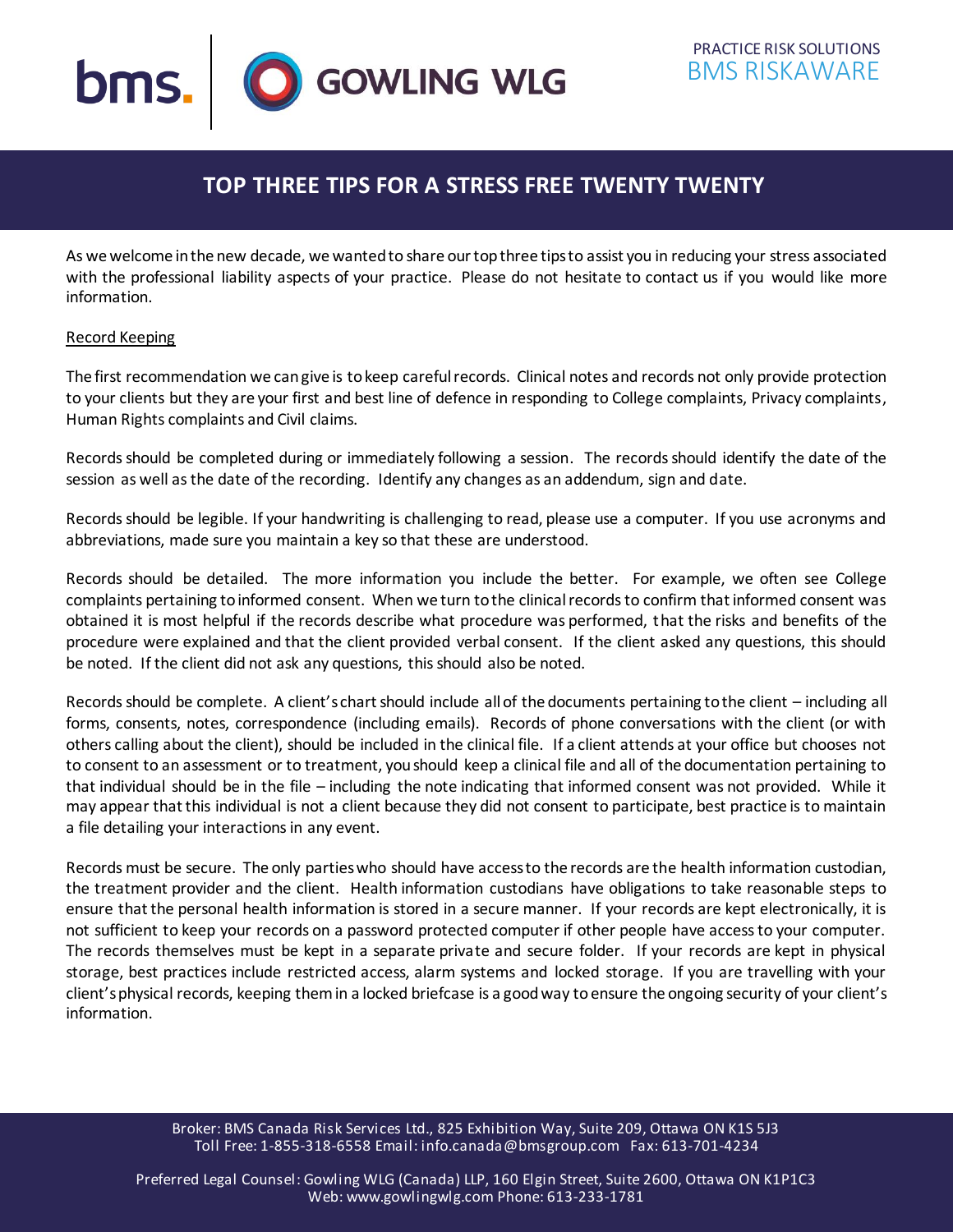PRACTICE RISK SOLUTIONS
BMS RISKAWARE

# TOP THREE TIPS FOR A STRESS FREE TWENTY TWENTY

As we welcome in the new decade, we wanted to share our top three tips to assist you in reducing your stress associated with the professional liability aspects of your practice. Please do not hesitate to contact us if you would like more information.

## Record Keeping

The first recommendation we can give is to keep careful records. Clinical notes and records not only provide protection to your clients but they are your first and best line of defence in responding to College complaints, Privacy complaints, Human Rights complaints and Civil claims.

Records should be completed during or immediately following a session. The records should identify the date of the session as well as the date of the recording. Identify any changes as an addendum, sign and date.

Records should be legible. If your handwriting is challenging to read, please use a computer. If you use acronyms and abbreviations, made sure you maintain a key so that these are understood.

Records should be detailed. The more information you include the better. For example, we often see College complaints pertaining to informed consent. When we turn to the clinical records to confirm that informed consent was obtained it is most helpful if the records describe what procedure was performed, that the risks and benefits of the procedure were explained and that the client provided verbal consent. If the client asked any questions, this should be noted. If the client did not ask any questions, this should also be noted.

Records should be complete. A client's chart should include all of the documents pertaining to the client – including all forms, consents, notes, correspondence (including emails). Records of phone conversations with the client (or with others calling about the client), should be included in the clinical file. If a client attends at your office but chooses not to consent to an assessment or to treatment, you should keep a clinical file and all of the documentation pertaining to that individual should be in the file – including the note indicating that informed consent was not provided. While it may appear that this individual is not a client because they did not consent to participate, best practice is to maintain a file detailing your interactions in any event.

Records must be secure. The only parties who should have access to the records are the health information custodian, the treatment provider and the client. Health information custodians have obligations to take reasonable steps to ensure that the personal health information is stored in a secure manner. If your records are kept electronically, it is not sufficient to keep your records on a password protected computer if other people have access to your computer. The records themselves must be kept in a separate private and secure folder. If your records are kept in physical storage, best practices include restricted access, alarm systems and locked storage. If you are travelling with your client's physical records, keeping them in a locked briefcase is a good way to ensure the ongoing security of your client's information.

Broker: BMS Canada Risk Services Ltd., 825 Exhibition Way, Suite 209, Ottawa ON K1S 5J3
Toll Free: 1-855-318-6558 Email: info.canada@bmsgroup.com Fax: 613-701-4234

Preferred Legal Counsel: Gowling WLG (Canada) LLP, 160 Elgin Street, Suite 2600, Ottawa ON K1P1C3
Web: www.gowlingwlg.com Phone: 613-233-1781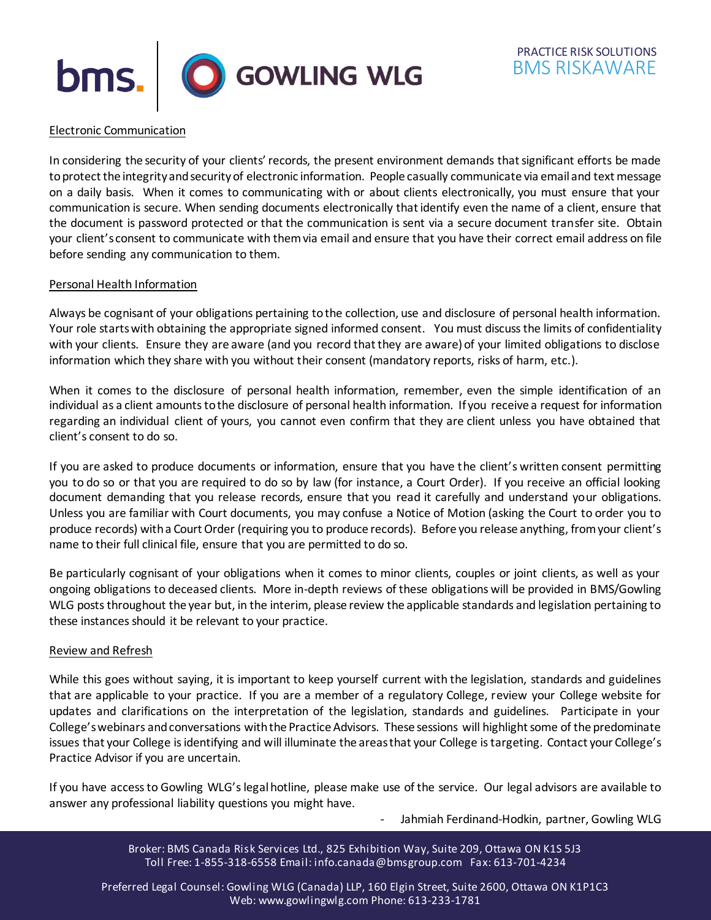## Electronic Communication

In considering the security of your clients' records, the present environment demands that significant efforts be made to protect the integrity and security of electronic information. People casually communicate via email and text message on a daily basis. When it comes to communicating with or about clients electronically, you must ensure that your communication is secure. When sending documents electronically that identify even the name of a client, ensure that the document is password protected or that the communication is sent via a secure document transfer site. Obtain your client's consent to communicate with them via email and ensure that you have their correct email address on file before sending any communication to them.

## Personal Health Information

Always be cognisant of your obligations pertaining to the collection, use and disclosure of personal health information. Your role starts with obtaining the appropriate signed informed consent. You must discuss the limits of confidentiality with your clients. Ensure they are aware (and you record that they are aware) of your limited obligations to disclose information which they share with you without their consent (mandatory reports, risks of harm, etc.).

When it comes to the disclosure of personal health information, remember, even the simple identification of an individual as a client amounts to the disclosure of personal health information. If you receive a request for information regarding an individual client of yours, you cannot even confirm that they are client unless you have obtained that client's consent to do so.

If you are asked to produce documents or information, ensure that you have the client's written consent permitting you to do so or that you are required to do so by law (for instance, a Court Order). If you receive an official looking document demanding that you release records, ensure that you read it carefully and understand your obligations. Unless you are familiar with Court documents, you may confuse a Notice of Motion (asking the Court to order you to produce records) with a Court Order (requiring you to produce records). Before you release anything, from your client's name to their full clinical file, ensure that you are permitted to do so.

Be particularly cognisant of your obligations when it comes to minor clients, couples or joint clients, as well as your ongoing obligations to deceased clients. More in-depth reviews of these obligations will be provided in BMS/Gowling WLG posts throughout the year but, in the interim, please review the applicable standards and legislation pertaining to these instances should it be relevant to your practice.

## Review and Refresh

While this goes without saying, it is important to keep yourself current with the legislation, standards and guidelines that are applicable to your practice. If you are a member of a regulatory College, review your College website for updates and clarifications on the interpretation of the legislation, standards and guidelines. Participate in your College's webinars and conversations with the Practice Advisors. These sessions will highlight some of the predominate issues that your College is identifying and will illuminate the areas that your College is targeting. Contact your College's Practice Advisor if you are uncertain.

If you have access to Gowling WLG's legal hotline, please make use of the service. Our legal advisors are available to answer any professional liability questions you might have.

- Jahmiah Ferdinand-Hodkin, partner, Gowling WLG

Broker: BMS Canada Risk Services Ltd., 825 Exhibition Way, Suite 209, Ottawa ON K1S 5J3
Toll Free: 1-855-318-6558 Email: info.canada@bmsgroup.com Fax: 613-701-4234

Preferred Legal Counsel: Gowling WLG (Canada) LLP, 160 Elgin Street, Suite 2600, Ottawa ON K1P1C3
Web: www.gowlingwlg.com Phone: 613-233-1781